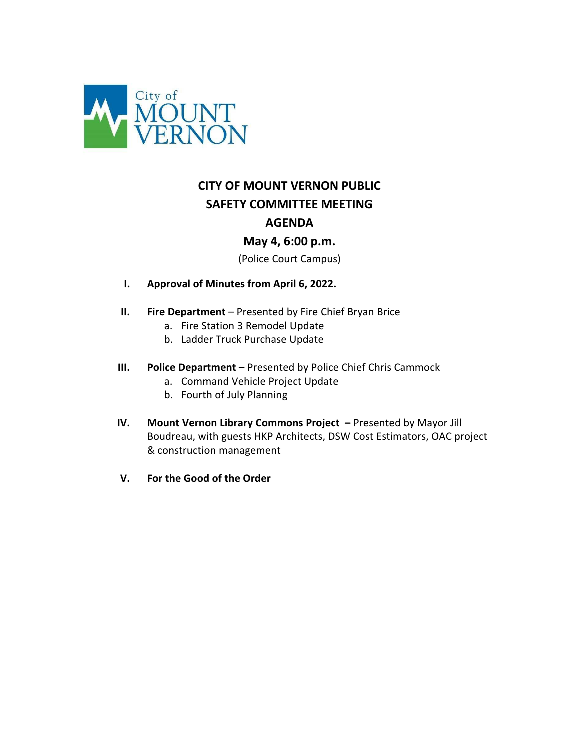City of MOUNT VERNON

# CITY OF MOUNT VERNON PUBLIC SAFETY COMMITTEE MEETING AGENDA

## May 4, 6:00 p.m.

(Police Court Campus)

I. **Approval of Minutes from April 6, 2022.**

II. **Fire Department** – Presented by Fire Chief Bryan Brice
   a. Fire Station 3 Remodel Update
   b. Ladder Truck Purchase Update

III. **Police Department –** Presented by Police Chief Chris Cammock
   a. Command Vehicle Project Update
   b. Fourth of July Planning

IV. **Mount Vernon Library Commons Project –** Presented by Mayor Jill Boudreau, with guests HKP Architects, DSW Cost Estimators, OAC project & construction management

V. **For the Good of the Order**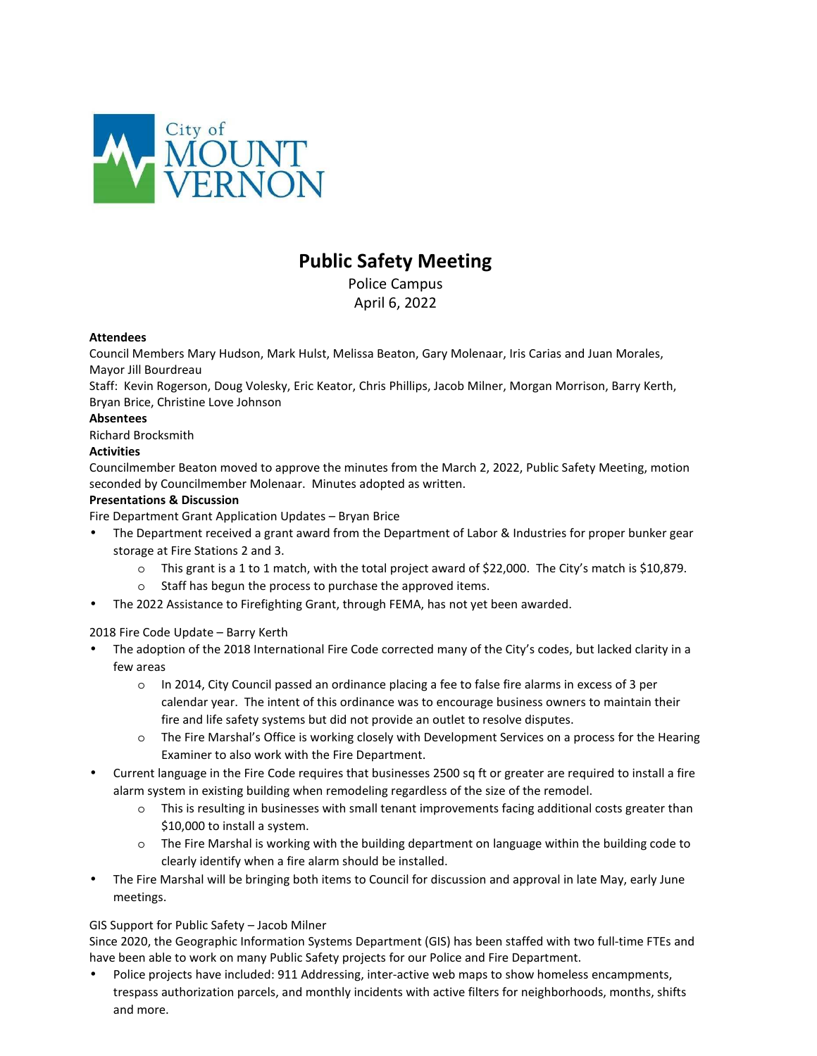# Public Safety Meeting

Police Campus
April 6, 2022

**Attendees**
Council Members Mary Hudson, Mark Hulst, Melissa Beaton, Gary Molenaar, Iris Carias and Juan Morales, Mayor Jill Bourdreau
Staff: Kevin Rogerson, Doug Volesky, Eric Keator, Chris Phillips, Jacob Milner, Morgan Morrison, Barry Kerth, Bryan Brice, Christine Love Johnson

**Absentees**
Richard Brocksmith

**Activities**
Councilmember Beaton moved to approve the minutes from the March 2, 2022, Public Safety Meeting, motion seconded by Councilmember Molenaar. Minutes adopted as written.

**Presentations & Discussion**

Fire Department Grant Application Updates – Bryan Brice

- The Department received a grant award from the Department of Labor & Industries for proper bunker gear storage at Fire Stations 2 and 3.
    - This grant is a 1 to 1 match, with the total project award of $22,000. The City's match is $10,879.
    - Staff has begun the process to purchase the approved items.
- The 2022 Assistance to Firefighting Grant, through FEMA, has not yet been awarded.

2018 Fire Code Update – Barry Kerth

- The adoption of the 2018 International Fire Code corrected many of the City's codes, but lacked clarity in a few areas
    - In 2014, City Council passed an ordinance placing a fee to false fire alarms in excess of 3 per calendar year. The intent of this ordinance was to encourage business owners to maintain their fire and life safety systems but did not provide an outlet to resolve disputes.
    - The Fire Marshal's Office is working closely with Development Services on a process for the Hearing Examiner to also work with the Fire Department.
- Current language in the Fire Code requires that businesses 2500 sq ft or greater are required to install a fire alarm system in existing building when remodeling regardless of the size of the remodel.
    - This is resulting in businesses with small tenant improvements facing additional costs greater than $10,000 to install a system.
    - The Fire Marshal is working with the building department on language within the building code to clearly identify when a fire alarm should be installed.
- The Fire Marshal will be bringing both items to Council for discussion and approval in late May, early June meetings.

GIS Support for Public Safety – Jacob Milner

Since 2020, the Geographic Information Systems Department (GIS) has been staffed with two full-time FTEs and have been able to work on many Public Safety projects for our Police and Fire Department.

- Police projects have included: 911 Addressing, inter-active web maps to show homeless encampments, trespass authorization parcels, and monthly incidents with active filters for neighborhoods, months, shifts and more.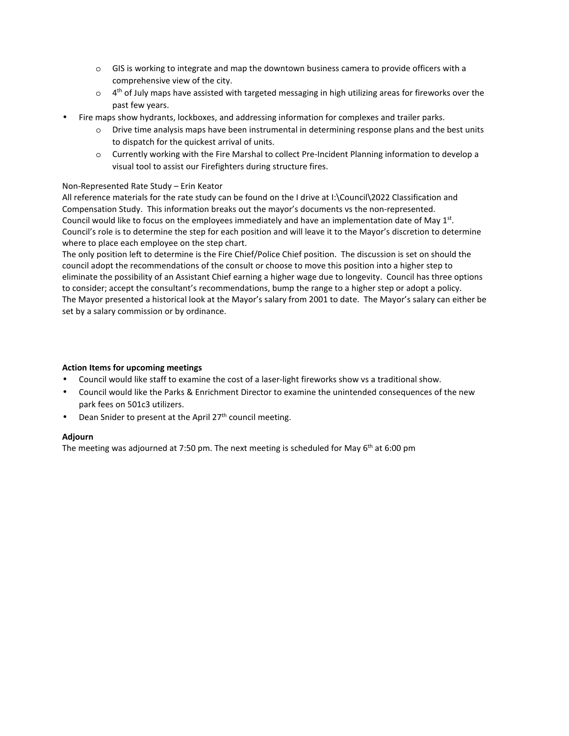- GIS is working to integrate and map the downtown business camera to provide officers with a comprehensive view of the city.
  - 4th of July maps have assisted with targeted messaging in high utilizing areas for fireworks over the past few years.
- Fire maps show hydrants, lockboxes, and addressing information for complexes and trailer parks.
  - Drive time analysis maps have been instrumental in determining response plans and the best units to dispatch for the quickest arrival of units.
  - Currently working with the Fire Marshal to collect Pre-Incident Planning information to develop a visual tool to assist our Firefighters during structure fires.

Non-Represented Rate Study – Erin Keator

All reference materials for the rate study can be found on the I drive at I:\Council\2022 Classification and Compensation Study. This information breaks out the mayor's documents vs the non-represented.

Council would like to focus on the employees immediately and have an implementation date of May 1st.

Council's role is to determine the step for each position and will leave it to the Mayor's discretion to determine where to place each employee on the step chart.

The only position left to determine is the Fire Chief/Police Chief position. The discussion is set on should the council adopt the recommendations of the consult or choose to move this position into a higher step to eliminate the possibility of an Assistant Chief earning a higher wage due to longevity. Council has three options to consider; accept the consultant's recommendations, bump the range to a higher step or adopt a policy.

The Mayor presented a historical look at the Mayor's salary from 2001 to date. The Mayor's salary can either be set by a salary commission or by ordinance.

**Action Items for upcoming meetings**

- Council would like staff to examine the cost of a laser-light fireworks show vs a traditional show.
- Council would like the Parks & Enrichment Director to examine the unintended consequences of the new park fees on 501c3 utilizers.
- Dean Snider to present at the April 27th council meeting.

**Adjourn**

The meeting was adjourned at 7:50 pm. The next meeting is scheduled for May 6th at 6:00 pm